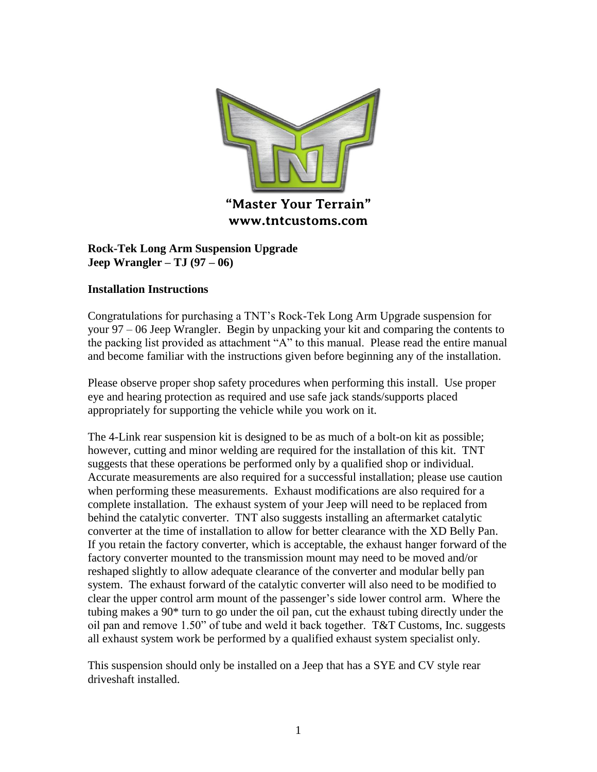"Master Your Terrain"
www.tntcustoms.com

**Rock-Tek Long Arm Suspension Upgrade**
**Jeep Wrangler – TJ (97 – 06)**

**Installation Instructions**

Congratulations for purchasing a TNT's Rock-Tek Long Arm Upgrade suspension for your 97 – 06 Jeep Wrangler. Begin by unpacking your kit and comparing the contents to the packing list provided as attachment "A" to this manual. Please read the entire manual and become familiar with the instructions given before beginning any of the installation.

Please observe proper shop safety procedures when performing this install. Use proper eye and hearing protection as required and use safe jack stands/supports placed appropriately for supporting the vehicle while you work on it.

The 4-Link rear suspension kit is designed to be as much of a bolt-on kit as possible; however, cutting and minor welding are required for the installation of this kit. TNT suggests that these operations be performed only by a qualified shop or individual. Accurate measurements are also required for a successful installation; please use caution when performing these measurements. Exhaust modifications are also required for a complete installation. The exhaust system of your Jeep will need to be replaced from behind the catalytic converter. TNT also suggests installing an aftermarket catalytic converter at the time of installation to allow for better clearance with the XD Belly Pan. If you retain the factory converter, which is acceptable, the exhaust hanger forward of the factory converter mounted to the transmission mount may need to be moved and/or reshaped slightly to allow adequate clearance of the converter and modular belly pan system. The exhaust forward of the catalytic converter will also need to be modified to clear the upper control arm mount of the passenger's side lower control arm. Where the tubing makes a 90* turn to go under the oil pan, cut the exhaust tubing directly under the oil pan and remove 1.50" of tube and weld it back together. T&T Customs, Inc. suggests all exhaust system work be performed by a qualified exhaust system specialist only.

This suspension should only be installed on a Jeep that has a SYE and CV style rear driveshaft installed.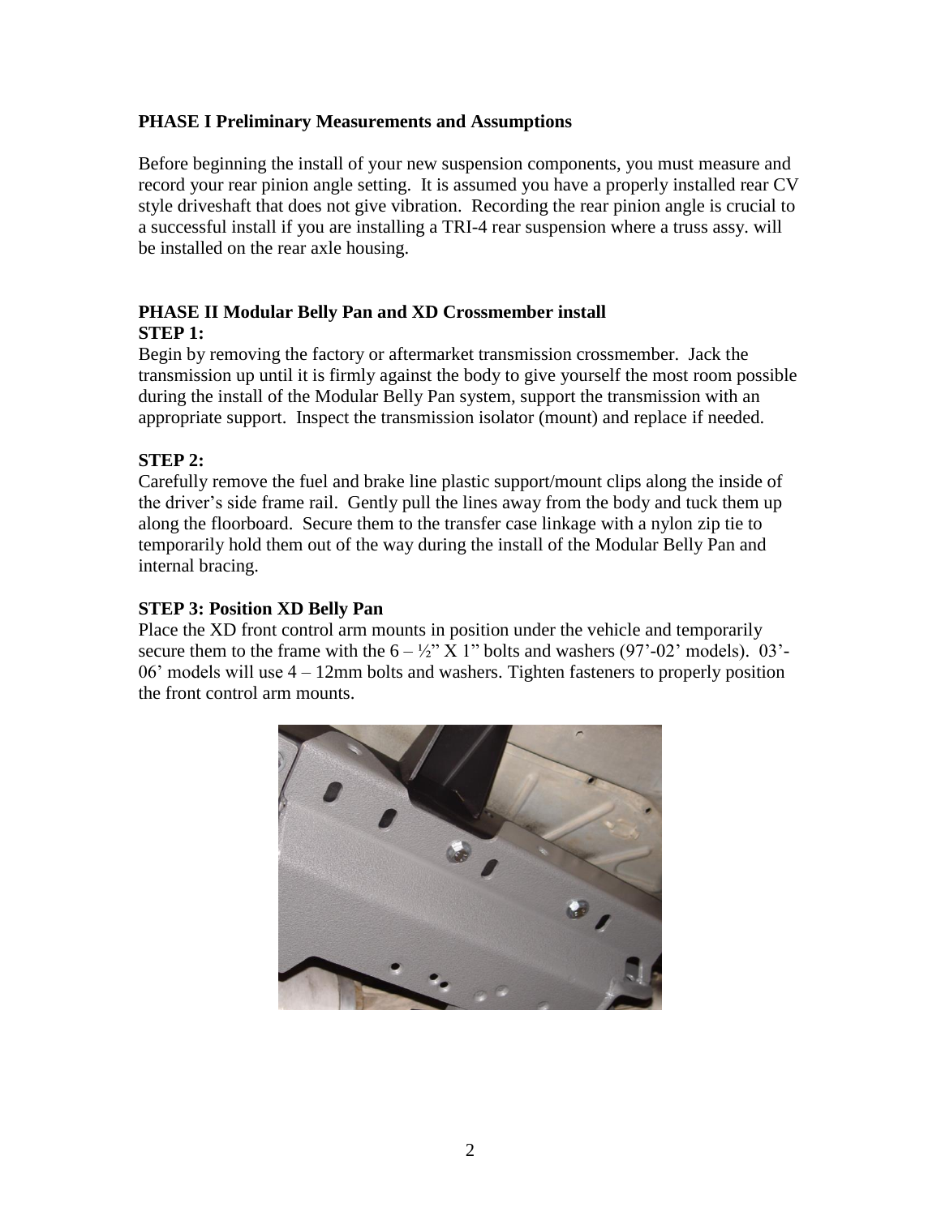**PHASE I Preliminary Measurements and Assumptions**

Before beginning the install of your new suspension components, you must measure and record your rear pinion angle setting. It is assumed you have a properly installed rear CV style driveshaft that does not give vibration. Recording the rear pinion angle is crucial to a successful install if you are installing a TRI-4 rear suspension where a truss assy. will be installed on the rear axle housing.

**PHASE II Modular Belly Pan and XD Crossmember install**

**STEP 1:**

Begin by removing the factory or aftermarket transmission crossmember. Jack the transmission up until it is firmly against the body to give yourself the most room possible during the install of the Modular Belly Pan system, support the transmission with an appropriate support. Inspect the transmission isolator (mount) and replace if needed.

**STEP 2:**

Carefully remove the fuel and brake line plastic support/mount clips along the inside of the driver's side frame rail. Gently pull the lines away from the body and tuck them up along the floorboard. Secure them to the transfer case linkage with a nylon zip tie to temporarily hold them out of the way during the install of the Modular Belly Pan and internal bracing.

**STEP 3: Position XD Belly Pan**

Place the XD front control arm mounts in position under the vehicle and temporarily secure them to the frame with the 6 – ½" X 1" bolts and washers (97'-02' models). 03'-06' models will use 4 – 12mm bolts and washers. Tighten fasteners to properly position the front control arm mounts.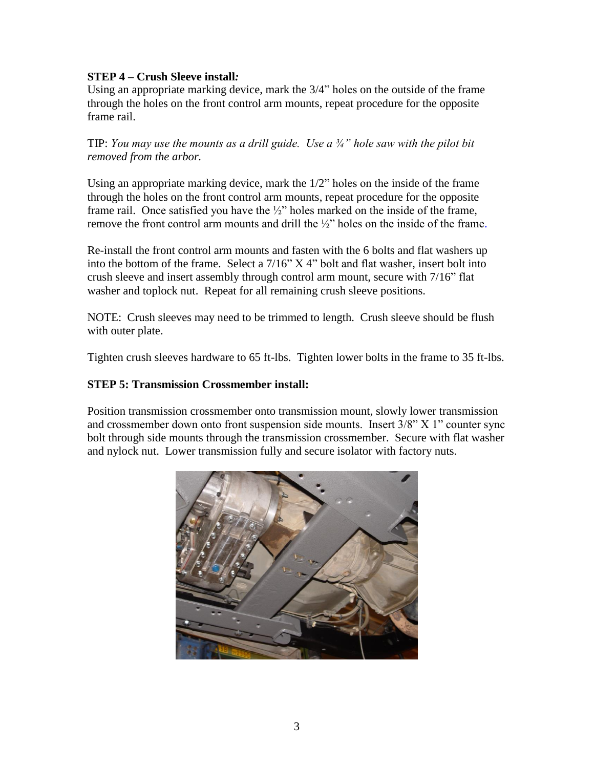**STEP 4 – Crush Sleeve install*:***

Using an appropriate marking device, mark the 3/4" holes on the outside of the frame through the holes on the front control arm mounts, repeat procedure for the opposite frame rail.

TIP: *You may use the mounts as a drill guide. Use a ¾" hole saw with the pilot bit removed from the arbor.*

Using an appropriate marking device, mark the 1/2" holes on the inside of the frame through the holes on the front control arm mounts, repeat procedure for the opposite frame rail. Once satisfied you have the ½" holes marked on the inside of the frame, remove the front control arm mounts and drill the ½" holes on the inside of the frame.

Re-install the front control arm mounts and fasten with the 6 bolts and flat washers up into the bottom of the frame. Select a 7/16" X 4" bolt and flat washer, insert bolt into crush sleeve and insert assembly through control arm mount, secure with 7/16" flat washer and toplock nut. Repeat for all remaining crush sleeve positions.

NOTE: Crush sleeves may need to be trimmed to length. Crush sleeve should be flush with outer plate.

Tighten crush sleeves hardware to 65 ft-lbs. Tighten lower bolts in the frame to 35 ft-lbs.

**STEP 5: Transmission Crossmember install:**

Position transmission crossmember onto transmission mount, slowly lower transmission and crossmember down onto front suspension side mounts. Insert 3/8" X 1" counter sync bolt through side mounts through the transmission crossmember. Secure with flat washer and nylock nut. Lower transmission fully and secure isolator with factory nuts.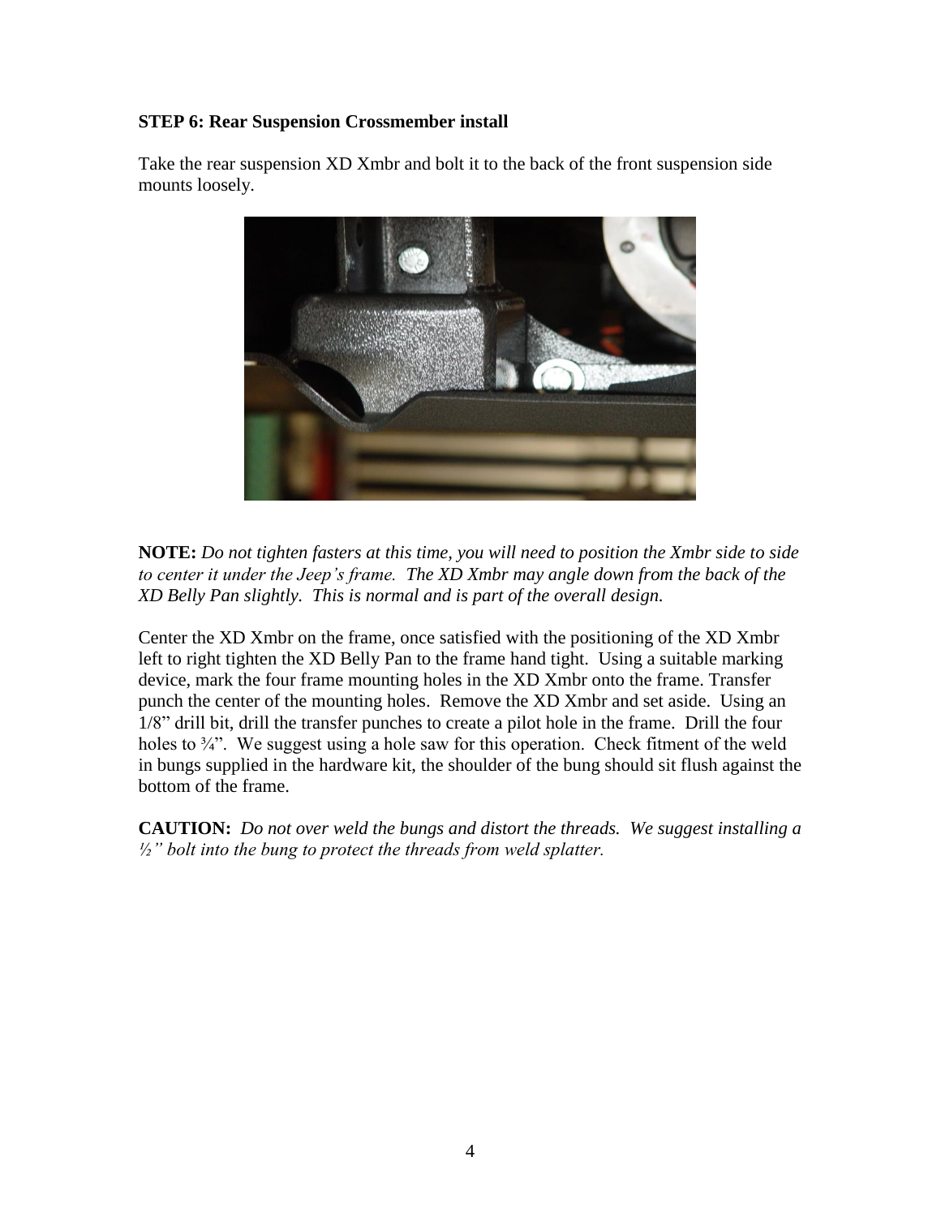**STEP 6: Rear Suspension Crossmember install**

Take the rear suspension XD Xmbr and bolt it to the back of the front suspension side mounts loosely.

**NOTE:** *Do not tighten fasters at this time, you will need to position the Xmbr side to side to center it under the Jeep's frame. The XD Xmbr may angle down from the back of the XD Belly Pan slightly. This is normal and is part of the overall design.*

Center the XD Xmbr on the frame, once satisfied with the positioning of the XD Xmbr left to right tighten the XD Belly Pan to the frame hand tight. Using a suitable marking device, mark the four frame mounting holes in the XD Xmbr onto the frame. Transfer punch the center of the mounting holes. Remove the XD Xmbr and set aside. Using an 1/8" drill bit, drill the transfer punches to create a pilot hole in the frame. Drill the four holes to ¾". We suggest using a hole saw for this operation. Check fitment of the weld in bungs supplied in the hardware kit, the shoulder of the bung should sit flush against the bottom of the frame.

**CAUTION:** *Do not over weld the bungs and distort the threads. We suggest installing a ½" bolt into the bung to protect the threads from weld splatter.*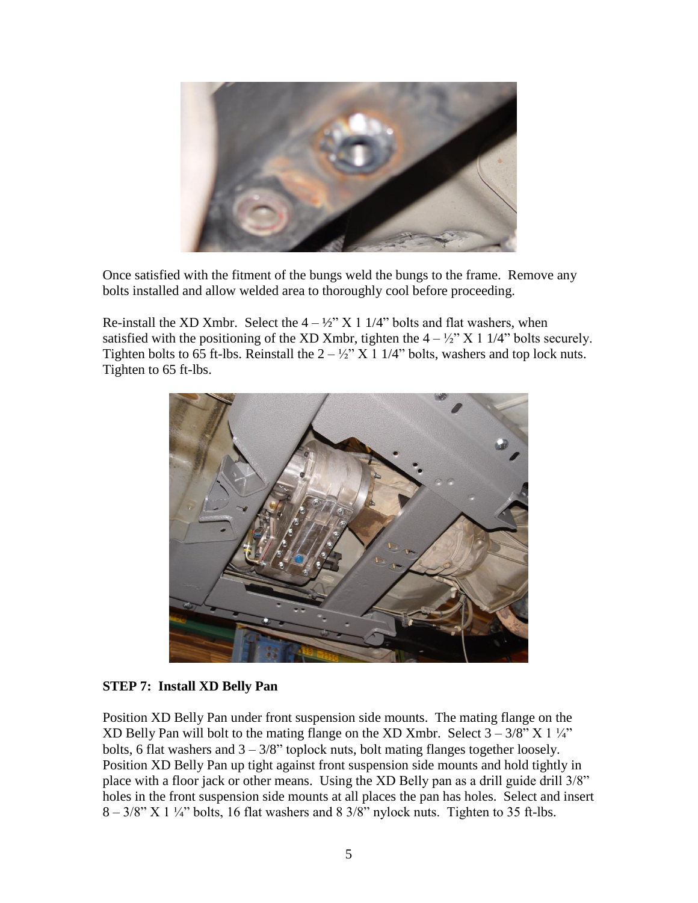Once satisfied with the fitment of the bungs weld the bungs to the frame. Remove any bolts installed and allow welded area to thoroughly cool before proceeding.

Re-install the XD Xmbr. Select the 4 – ½" X 1 1/4" bolts and flat washers, when satisfied with the positioning of the XD Xmbr, tighten the 4 – ½" X 1 1/4" bolts securely. Tighten bolts to 65 ft-lbs. Reinstall the 2 – ½" X 1 1/4" bolts, washers and top lock nuts. Tighten to 65 ft-lbs.

**STEP 7: Install XD Belly Pan**

Position XD Belly Pan under front suspension side mounts. The mating flange on the XD Belly Pan will bolt to the mating flange on the XD Xmbr. Select 3 – 3/8" X 1 ¼" bolts, 6 flat washers and 3 – 3/8" toplock nuts, bolt mating flanges together loosely. Position XD Belly Pan up tight against front suspension side mounts and hold tightly in place with a floor jack or other means. Using the XD Belly pan as a drill guide drill 3/8" holes in the front suspension side mounts at all places the pan has holes. Select and insert 8 – 3/8" X 1 ¼" bolts, 16 flat washers and 8 3/8" nylock nuts. Tighten to 35 ft-lbs.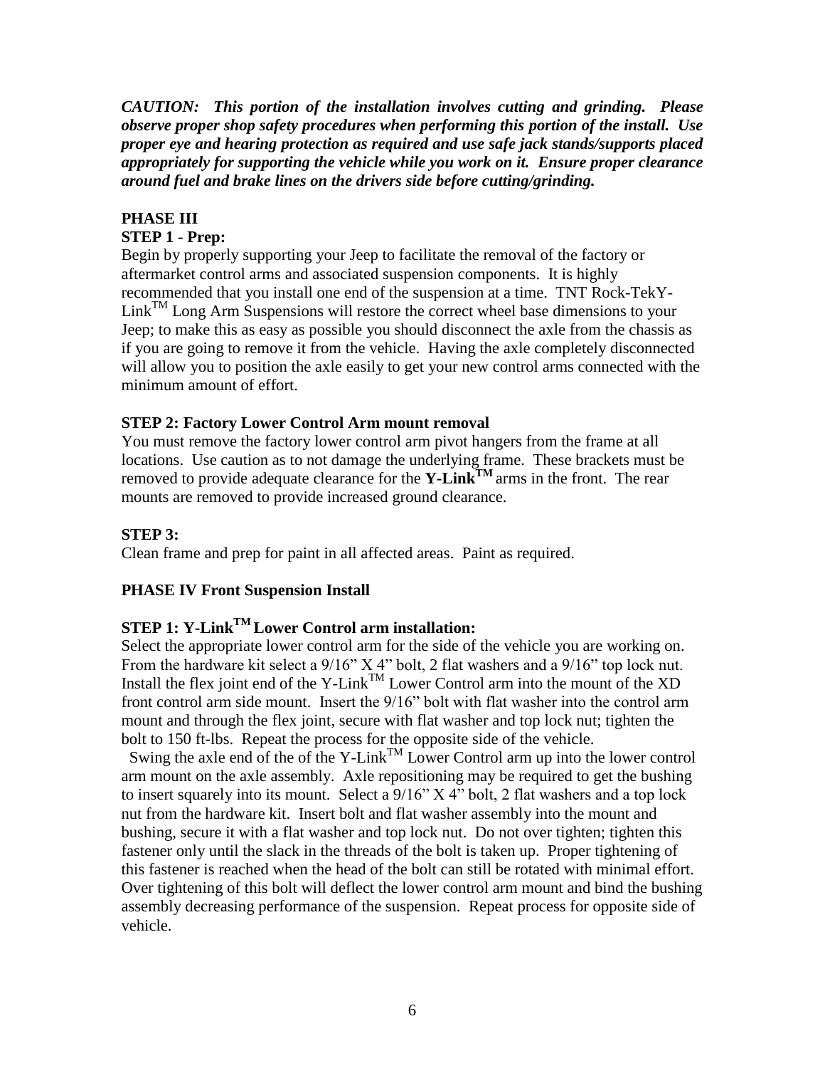***CAUTION: This portion of the installation involves cutting and grinding. Please observe proper shop safety procedures when performing this portion of the install. Use proper eye and hearing protection as required and use safe jack stands/supports placed appropriately for supporting the vehicle while you work on it. Ensure proper clearance around fuel and brake lines on the drivers side before cutting/grinding.***

## PHASE III

### STEP 1 - Prep:

Begin by properly supporting your Jeep to facilitate the removal of the factory or aftermarket control arms and associated suspension components. It is highly recommended that you install one end of the suspension at a time. TNT Rock-TekY-Link™ Long Arm Suspensions will restore the correct wheel base dimensions to your Jeep; to make this as easy as possible you should disconnect the axle from the chassis as if you are going to remove it from the vehicle. Having the axle completely disconnected will allow you to position the axle easily to get your new control arms connected with the minimum amount of effort.

### STEP 2: Factory Lower Control Arm mount removal

You must remove the factory lower control arm pivot hangers from the frame at all locations. Use caution as to not damage the underlying frame. These brackets must be removed to provide adequate clearance for the **Y-Link™** arms in the front. The rear mounts are removed to provide increased ground clearance.

### STEP 3:

Clean frame and prep for paint in all affected areas. Paint as required.

## PHASE IV Front Suspension Install

### STEP 1: Y-Link™ Lower Control arm installation:

Select the appropriate lower control arm for the side of the vehicle you are working on. From the hardware kit select a 9/16" X 4" bolt, 2 flat washers and a 9/16" top lock nut. Install the flex joint end of the Y-Link™ Lower Control arm into the mount of the XD front control arm side mount. Insert the 9/16" bolt with flat washer into the control arm mount and through the flex joint, secure with flat washer and top lock nut; tighten the bolt to 150 ft-lbs. Repeat the process for the opposite side of the vehicle.

Swing the axle end of the of the Y-Link™ Lower Control arm up into the lower control arm mount on the axle assembly. Axle repositioning may be required to get the bushing to insert squarely into its mount. Select a 9/16" X 4" bolt, 2 flat washers and a top lock nut from the hardware kit. Insert bolt and flat washer assembly into the mount and bushing, secure it with a flat washer and top lock nut. Do not over tighten; tighten this fastener only until the slack in the threads of the bolt is taken up. Proper tightening of this fastener is reached when the head of the bolt can still be rotated with minimal effort. Over tightening of this bolt will deflect the lower control arm mount and bind the bushing assembly decreasing performance of the suspension. Repeat process for opposite side of vehicle.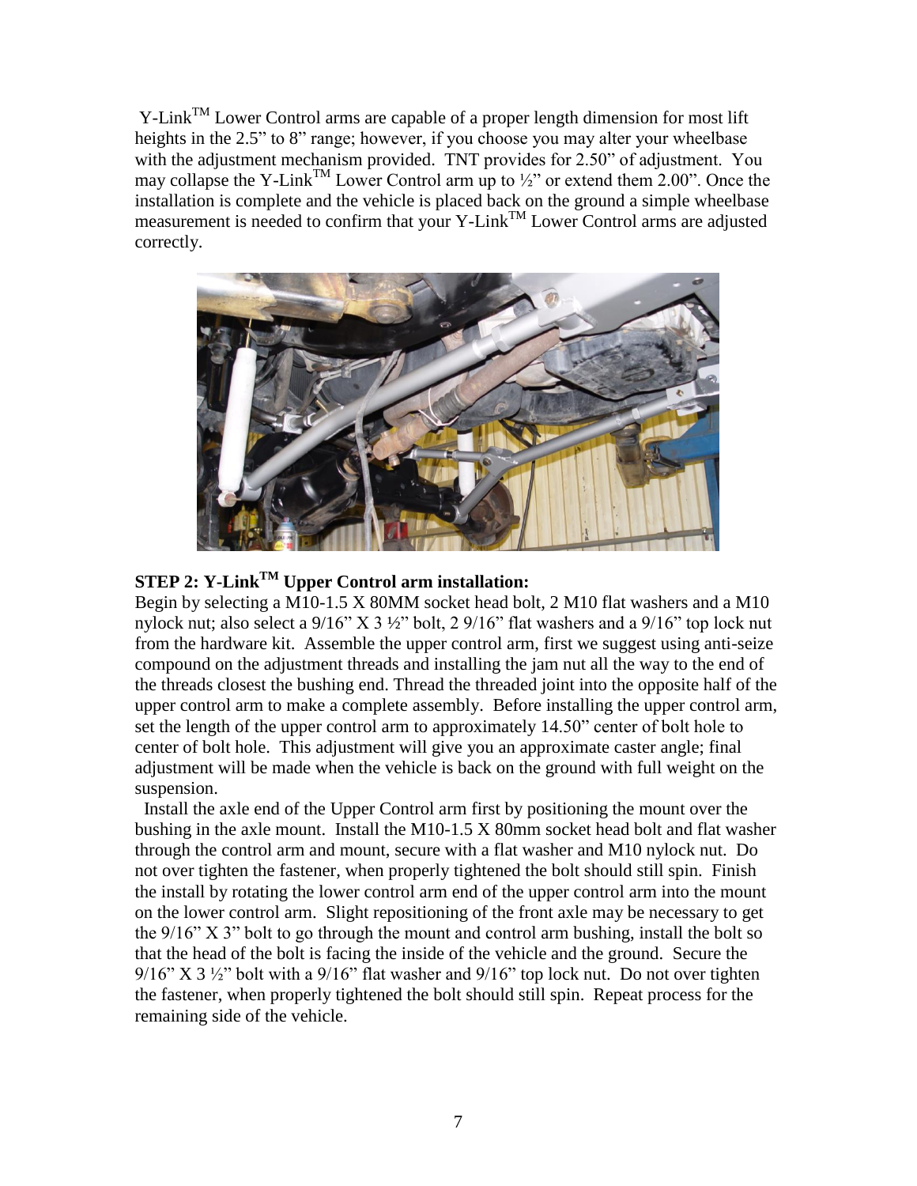Y-Link™ Lower Control arms are capable of a proper length dimension for most lift heights in the 2.5" to 8" range; however, if you choose you may alter your wheelbase with the adjustment mechanism provided. TNT provides for 2.50" of adjustment. You may collapse the Y-Link™ Lower Control arm up to ½" or extend them 2.00". Once the installation is complete and the vehicle is placed back on the ground a simple wheelbase measurement is needed to confirm that your Y-Link™ Lower Control arms are adjusted correctly.

## STEP 2: Y-Link™ Upper Control arm installation:

Begin by selecting a M10-1.5 X 80MM socket head bolt, 2 M10 flat washers and a M10 nylock nut; also select a 9/16" X 3 ½" bolt, 2 9/16" flat washers and a 9/16" top lock nut from the hardware kit. Assemble the upper control arm, first we suggest using anti-seize compound on the adjustment threads and installing the jam nut all the way to the end of the threads closest the bushing end. Thread the threaded joint into the opposite half of the upper control arm to make a complete assembly. Before installing the upper control arm, set the length of the upper control arm to approximately 14.50" center of bolt hole to center of bolt hole. This adjustment will give you an approximate caster angle; final adjustment will be made when the vehicle is back on the ground with full weight on the suspension.

Install the axle end of the Upper Control arm first by positioning the mount over the bushing in the axle mount. Install the M10-1.5 X 80mm socket head bolt and flat washer through the control arm and mount, secure with a flat washer and M10 nylock nut. Do not over tighten the fastener, when properly tightened the bolt should still spin. Finish the install by rotating the lower control arm end of the upper control arm into the mount on the lower control arm. Slight repositioning of the front axle may be necessary to get the 9/16" X 3" bolt to go through the mount and control arm bushing, install the bolt so that the head of the bolt is facing the inside of the vehicle and the ground. Secure the 9/16" X 3 ½" bolt with a 9/16" flat washer and 9/16" top lock nut. Do not over tighten the fastener, when properly tightened the bolt should still spin. Repeat process for the remaining side of the vehicle.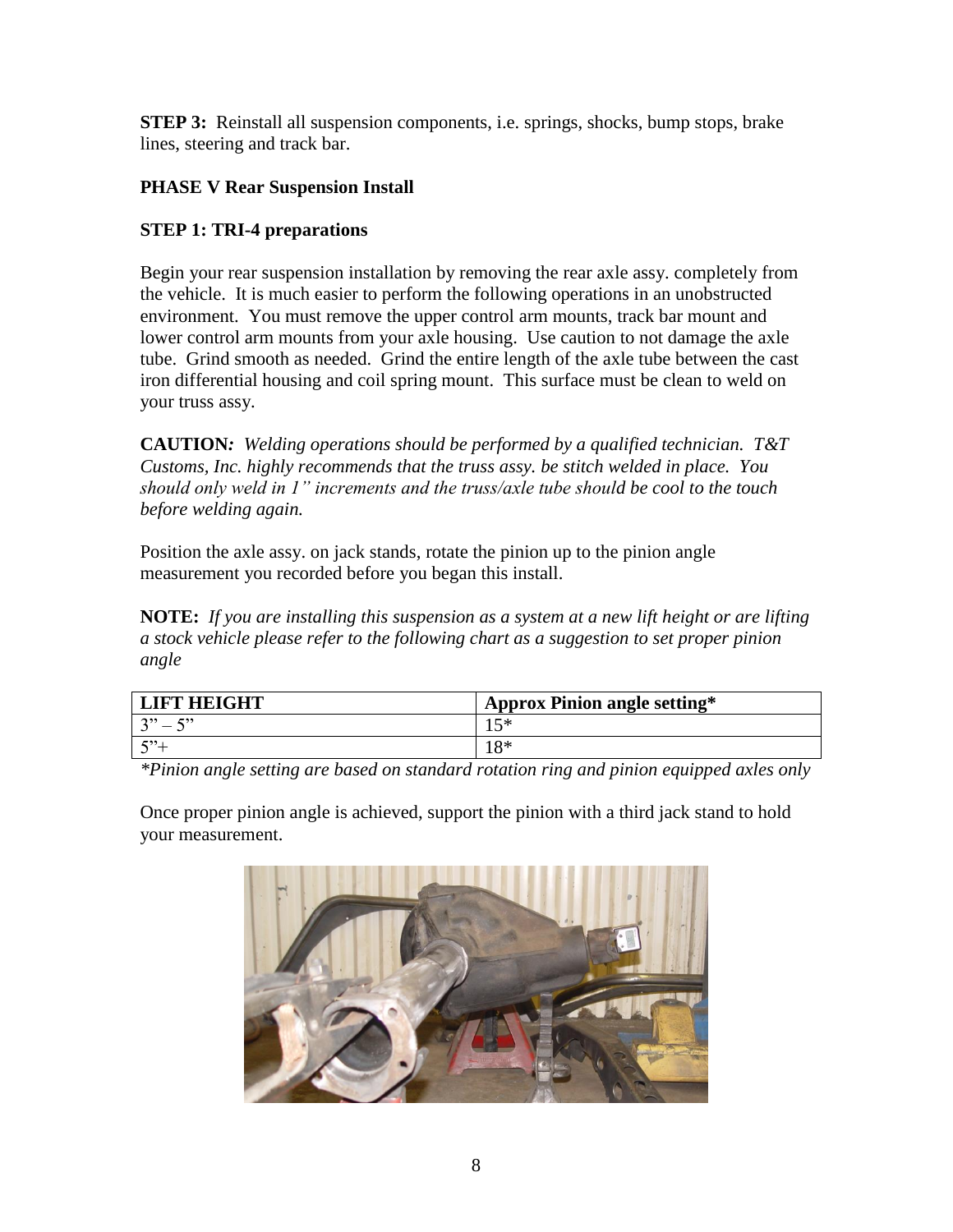**STEP 3:** Reinstall all suspension components, i.e. springs, shocks, bump stops, brake lines, steering and track bar.

**PHASE V Rear Suspension Install**

**STEP 1: TRI-4 preparations**

Begin your rear suspension installation by removing the rear axle assy. completely from the vehicle. It is much easier to perform the following operations in an unobstructed environment. You must remove the upper control arm mounts, track bar mount and lower control arm mounts from your axle housing. Use caution to not damage the axle tube. Grind smooth as needed. Grind the entire length of the axle tube between the cast iron differential housing and coil spring mount. This surface must be clean to weld on your truss assy.

**CAUTION***: Welding operations should be performed by a qualified technician. T&T Customs, Inc. highly recommends that the truss assy. be stitch welded in place. You should only weld in 1" increments and the truss/axle tube should be cool to the touch before welding again.*

Position the axle assy. on jack stands, rotate the pinion up to the pinion angle measurement you recorded before you began this install.

**NOTE:** *If you are installing this suspension as a system at a new lift height or are lifting a stock vehicle please refer to the following chart as a suggestion to set proper pinion angle*

| LIFT HEIGHT | Approx Pinion angle setting* |
| --- | --- |
| 3" – 5" | 15* |
| 5"+ | 18* |

*\*Pinion angle setting are based on standard rotation ring and pinion equipped axles only*

Once proper pinion angle is achieved, support the pinion with a third jack stand to hold your measurement.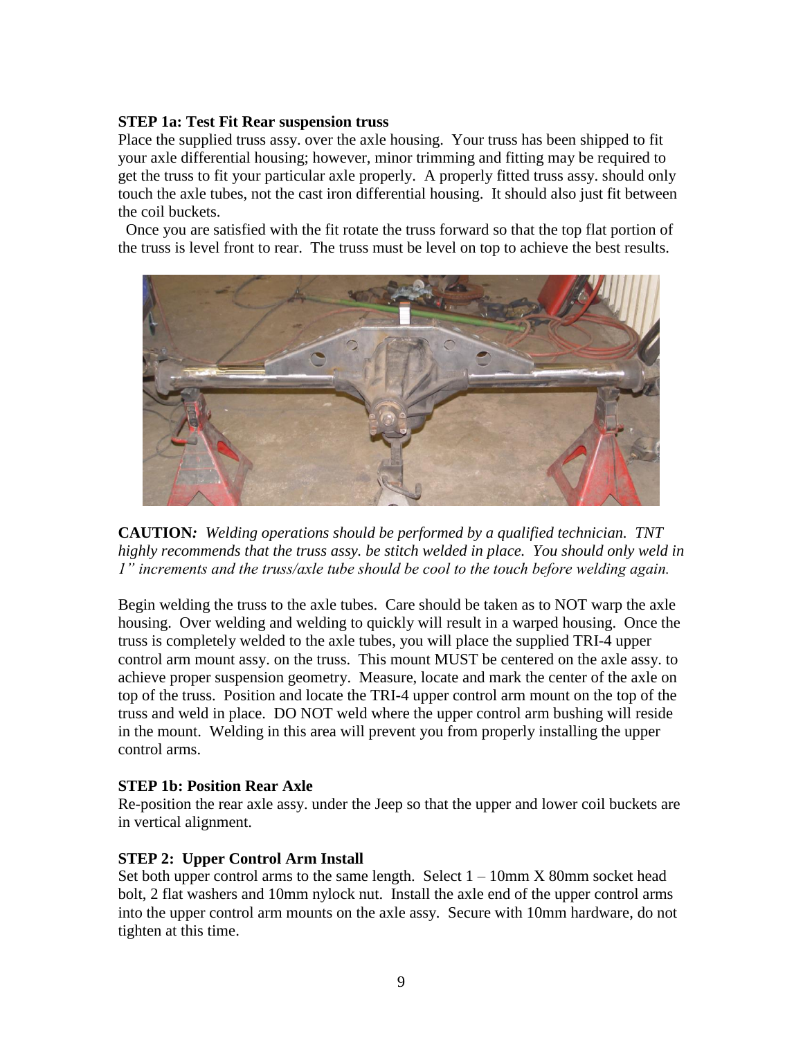**STEP 1a: Test Fit Rear suspension truss**

Place the supplied truss assy. over the axle housing. Your truss has been shipped to fit your axle differential housing; however, minor trimming and fitting may be required to get the truss to fit your particular axle properly. A properly fitted truss assy. should only touch the axle tubes, not the cast iron differential housing. It should also just fit between the coil buckets.

Once you are satisfied with the fit rotate the truss forward so that the top flat portion of the truss is level front to rear. The truss must be level on top to achieve the best results.

**CAUTION:** *Welding operations should be performed by a qualified technician. TNT highly recommends that the truss assy. be stitch welded in place. You should only weld in 1" increments and the truss/axle tube should be cool to the touch before welding again.*

Begin welding the truss to the axle tubes. Care should be taken as to NOT warp the axle housing. Over welding and welding to quickly will result in a warped housing. Once the truss is completely welded to the axle tubes, you will place the supplied TRI-4 upper control arm mount assy. on the truss. This mount MUST be centered on the axle assy. to achieve proper suspension geometry. Measure, locate and mark the center of the axle on top of the truss. Position and locate the TRI-4 upper control arm mount on the top of the truss and weld in place. DO NOT weld where the upper control arm bushing will reside in the mount. Welding in this area will prevent you from properly installing the upper control arms.

**STEP 1b: Position Rear Axle**

Re-position the rear axle assy. under the Jeep so that the upper and lower coil buckets are in vertical alignment.

**STEP 2: Upper Control Arm Install**

Set both upper control arms to the same length. Select 1 – 10mm X 80mm socket head bolt, 2 flat washers and 10mm nylock nut. Install the axle end of the upper control arms into the upper control arm mounts on the axle assy. Secure with 10mm hardware, do not tighten at this time.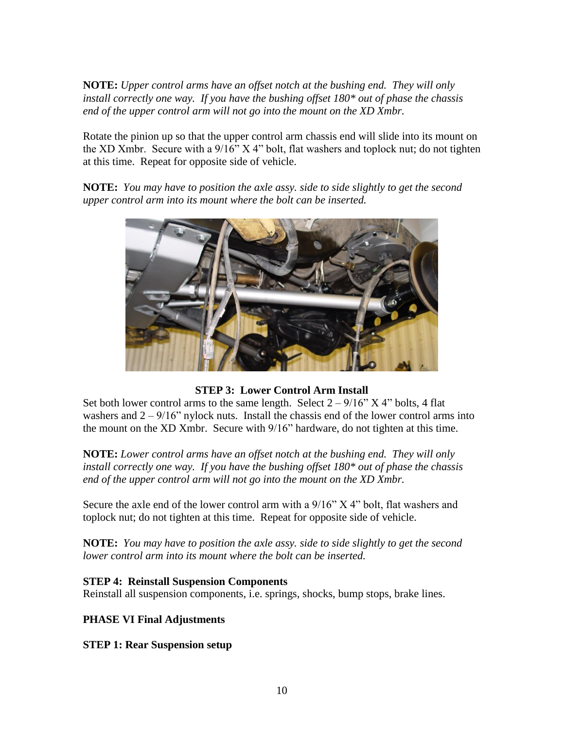**NOTE:** *Upper control arms have an offset notch at the bushing end. They will only install correctly one way. If you have the bushing offset 180* out of phase the chassis end of the upper control arm will not go into the mount on the XD Xmbr.*

Rotate the pinion up so that the upper control arm chassis end will slide into its mount on the XD Xmbr. Secure with a 9/16" X 4" bolt, flat washers and toplock nut; do not tighten at this time. Repeat for opposite side of vehicle.

**NOTE:** *You may have to position the axle assy. side to side slightly to get the second upper control arm into its mount where the bolt can be inserted.*

**STEP 3: Lower Control Arm Install**

Set both lower control arms to the same length. Select 2 – 9/16" X 4" bolts, 4 flat washers and 2 – 9/16" nylock nuts. Install the chassis end of the lower control arms into the mount on the XD Xmbr. Secure with 9/16" hardware, do not tighten at this time.

**NOTE:** *Lower control arms have an offset notch at the bushing end. They will only install correctly one way. If you have the bushing offset 180* out of phase the chassis end of the upper control arm will not go into the mount on the XD Xmbr.*

Secure the axle end of the lower control arm with a 9/16" X 4" bolt, flat washers and toplock nut; do not tighten at this time. Repeat for opposite side of vehicle.

**NOTE:** *You may have to position the axle assy. side to side slightly to get the second lower control arm into its mount where the bolt can be inserted.*

**STEP 4: Reinstall Suspension Components**

Reinstall all suspension components, i.e. springs, shocks, bump stops, brake lines.

**PHASE VI Final Adjustments**

**STEP 1: Rear Suspension setup**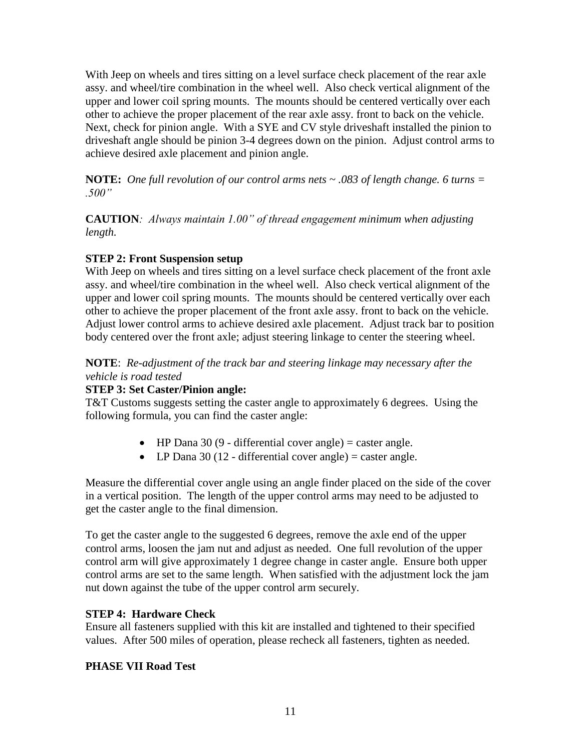With Jeep on wheels and tires sitting on a level surface check placement of the rear axle assy. and wheel/tire combination in the wheel well. Also check vertical alignment of the upper and lower coil spring mounts. The mounts should be centered vertically over each other to achieve the proper placement of the rear axle assy. front to back on the vehicle. Next, check for pinion angle. With a SYE and CV style driveshaft installed the pinion to driveshaft angle should be pinion 3-4 degrees down on the pinion. Adjust control arms to achieve desired axle placement and pinion angle.

**NOTE:** *One full revolution of our control arms nets ~ .083 of length change. 6 turns = .500"*

**CAUTION***: Always maintain 1.00" of thread engagement minimum when adjusting length.*

**STEP 2: Front Suspension setup**

With Jeep on wheels and tires sitting on a level surface check placement of the front axle assy. and wheel/tire combination in the wheel well. Also check vertical alignment of the upper and lower coil spring mounts. The mounts should be centered vertically over each other to achieve the proper placement of the front axle assy. front to back on the vehicle. Adjust lower control arms to achieve desired axle placement. Adjust track bar to position body centered over the front axle; adjust steering linkage to center the steering wheel.

**NOTE**: *Re-adjustment of the track bar and steering linkage may necessary after the vehicle is road tested*

**STEP 3: Set Caster/Pinion angle:**

T&T Customs suggests setting the caster angle to approximately 6 degrees. Using the following formula, you can find the caster angle:

- HP Dana 30 (9 - differential cover angle) = caster angle.
- LP Dana 30 (12 - differential cover angle) = caster angle.

Measure the differential cover angle using an angle finder placed on the side of the cover in a vertical position. The length of the upper control arms may need to be adjusted to get the caster angle to the final dimension.

To get the caster angle to the suggested 6 degrees, remove the axle end of the upper control arms, loosen the jam nut and adjust as needed. One full revolution of the upper control arm will give approximately 1 degree change in caster angle. Ensure both upper control arms are set to the same length. When satisfied with the adjustment lock the jam nut down against the tube of the upper control arm securely.

**STEP 4: Hardware Check**

Ensure all fasteners supplied with this kit are installed and tightened to their specified values. After 500 miles of operation, please recheck all fasteners, tighten as needed.

**PHASE VII Road Test**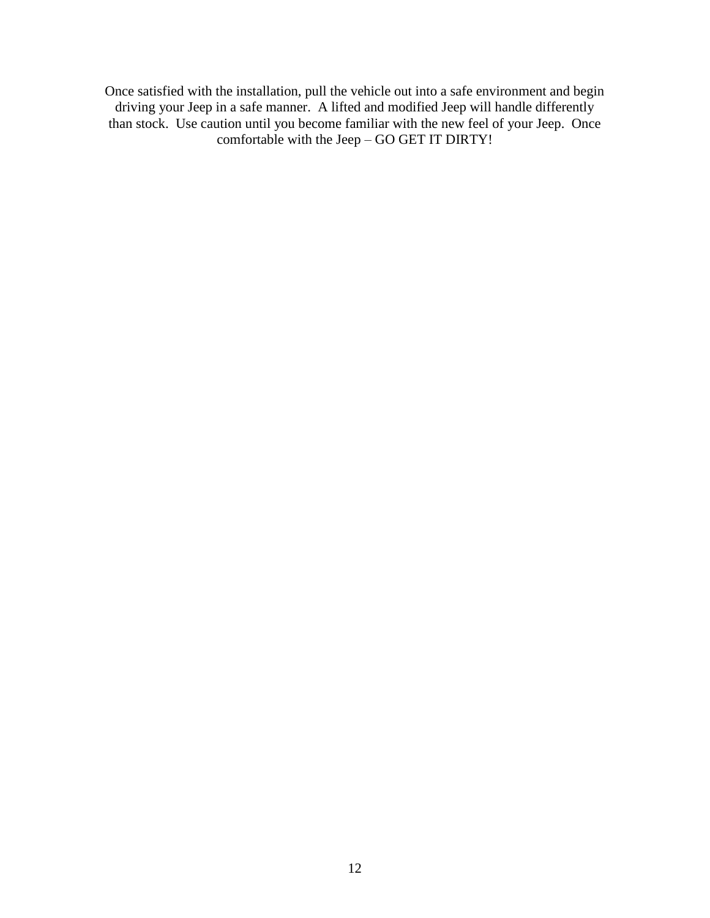Once satisfied with the installation, pull the vehicle out into a safe environment and begin driving your Jeep in a safe manner. A lifted and modified Jeep will handle differently than stock. Use caution until you become familiar with the new feel of your Jeep. Once comfortable with the Jeep – GO GET IT DIRTY!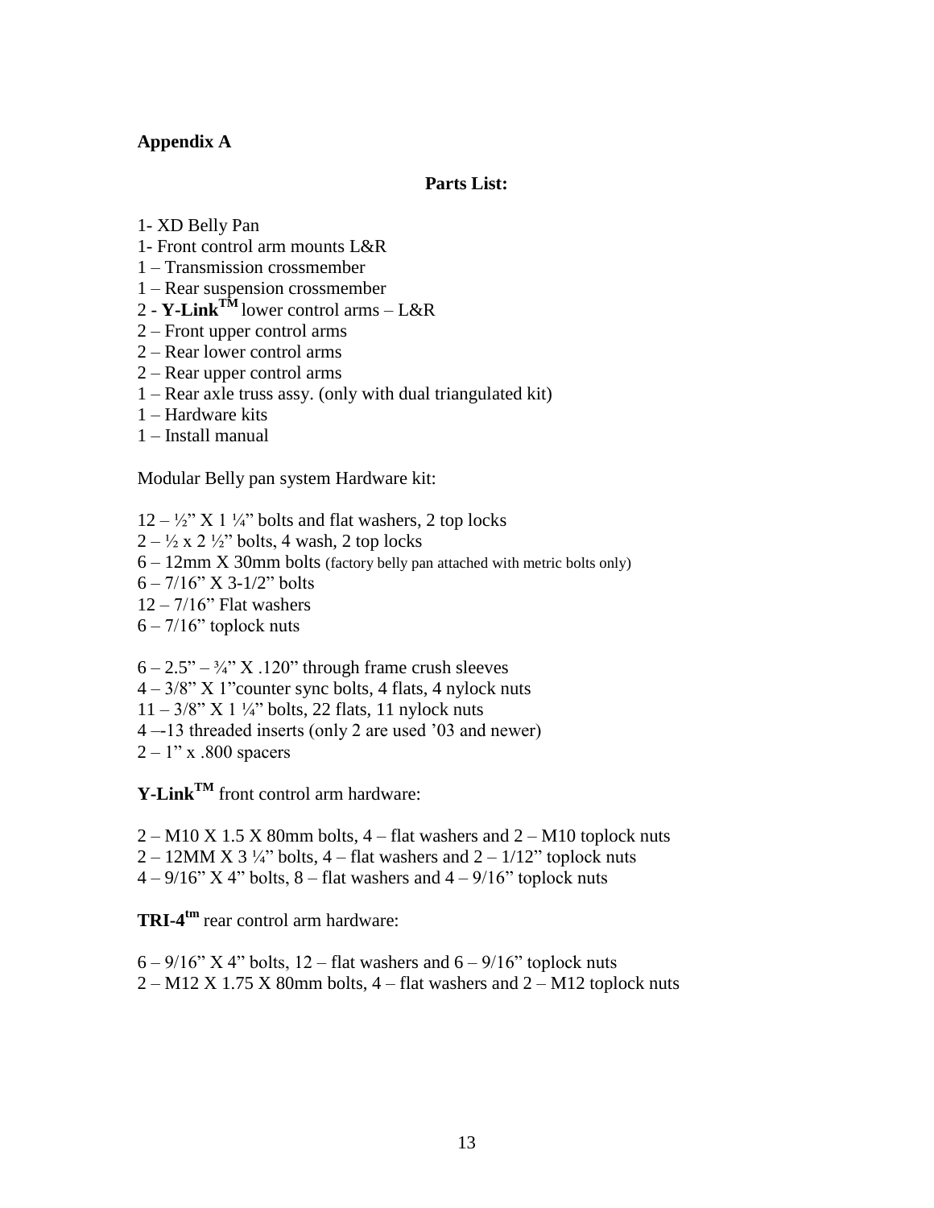## Appendix A

### Parts List:

1- XD Belly Pan
1- Front control arm mounts L&R
1 – Transmission crossmember
1 – Rear suspension crossmember
2 - **Y-Link**™ lower control arms – L&R
2 – Front upper control arms
2 – Rear lower control arms
2 – Rear upper control arms
1 – Rear axle truss assy. (only with dual triangulated kit)
1 – Hardware kits
1 – Install manual

Modular Belly pan system Hardware kit:

12 – ½" X 1 ¼" bolts and flat washers, 2 top locks
2 – ½ x 2 ½" bolts, 4 wash, 2 top locks
6 – 12mm X 30mm bolts (factory belly pan attached with metric bolts only)
6 – 7/16" X 3-1/2" bolts
12 – 7/16" Flat washers
6 – 7/16" toplock nuts

6 – 2.5" – ¾" X .120" through frame crush sleeves
4 – 3/8" X 1"counter sync bolts, 4 flats, 4 nylock nuts
11 – 3/8" X 1 ¼" bolts, 22 flats, 11 nylock nuts
4 –-13 threaded inserts (only 2 are used '03 and newer)
2 – 1" x .800 spacers

**Y-Link**™ front control arm hardware:

2 – M10 X 1.5 X 80mm bolts, 4 – flat washers and 2 – M10 toplock nuts
2 – 12MM X 3 ¼" bolts, 4 – flat washers and 2 – 1/12" toplock nuts
4 – 9/16" X 4" bolts, 8 – flat washers and 4 – 9/16" toplock nuts

**TRI-4**™ rear control arm hardware:

6 – 9/16" X 4" bolts, 12 – flat washers and 6 – 9/16" toplock nuts
2 – M12 X 1.75 X 80mm bolts, 4 – flat washers and 2 – M12 toplock nuts